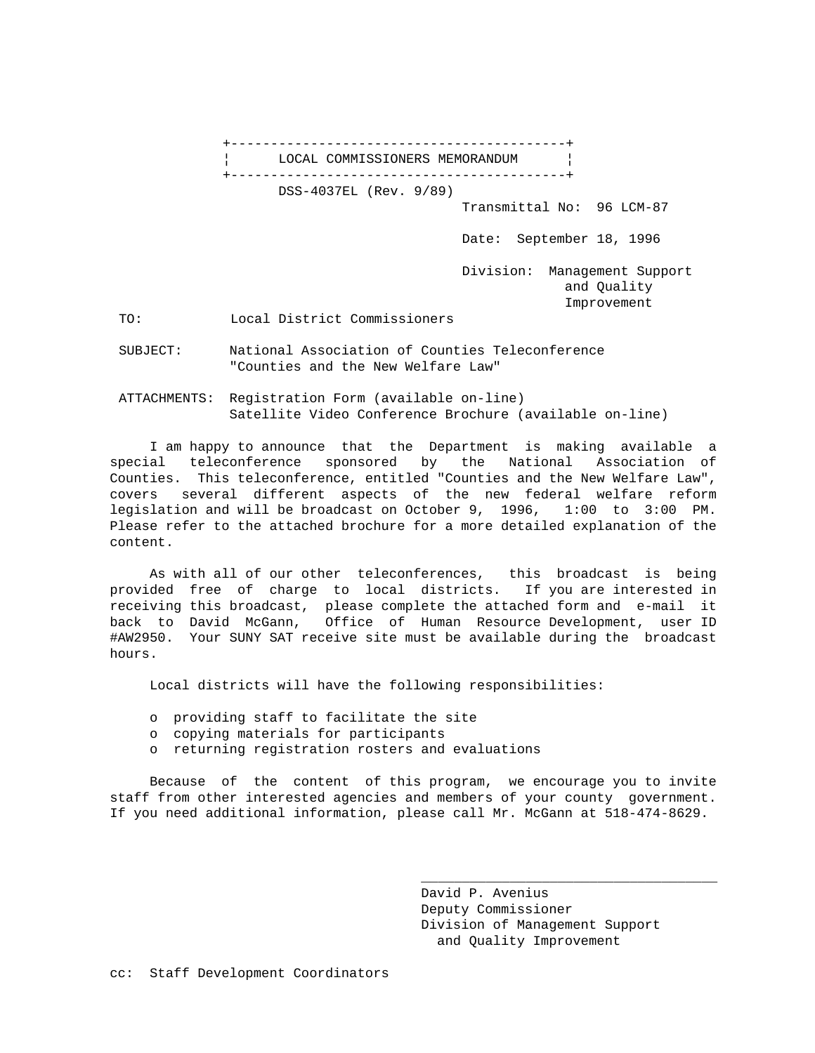**LOCAL COMMISSIONERS MEMORANDUM**

DSS-4037EL (Rev. 9/89)

Transmittal No: 96 LCM-87

Date: September 18, 1996

Division: Management Support and Quality Improvement

TO: Local District Commissioners

SUBJECT: National Association of Counties Teleconference "Counties and the New Welfare Law"

ATTACHMENTS: Registration Form (available on-line)
Satellite Video Conference Brochure (available on-line)

I am happy to announce that the Department is making available a special teleconference sponsored by the National Association of Counties. This teleconference, entitled "Counties and the New Welfare Law", covers several different aspects of the new federal welfare reform legislation and will be broadcast on October 9, 1996, 1:00 to 3:00 PM. Please refer to the attached brochure for a more detailed explanation of the content.

As with all of our other teleconferences, this broadcast is being provided free of charge to local districts. If you are interested in receiving this broadcast, please complete the attached form and e-mail it back to David McGann, Office of Human Resource Development, user ID #AW2950. Your SUNY SAT receive site must be available during the broadcast hours.

Local districts will have the following responsibilities:

- providing staff to facilitate the site
- copying materials for participants
- returning registration rosters and evaluations

Because of the content of this program, we encourage you to invite staff from other interested agencies and members of your county government. If you need additional information, please call Mr. McGann at 518-474-8629.

David P. Avenius
Deputy Commissioner
Division of Management Support
and Quality Improvement

cc: Staff Development Coordinators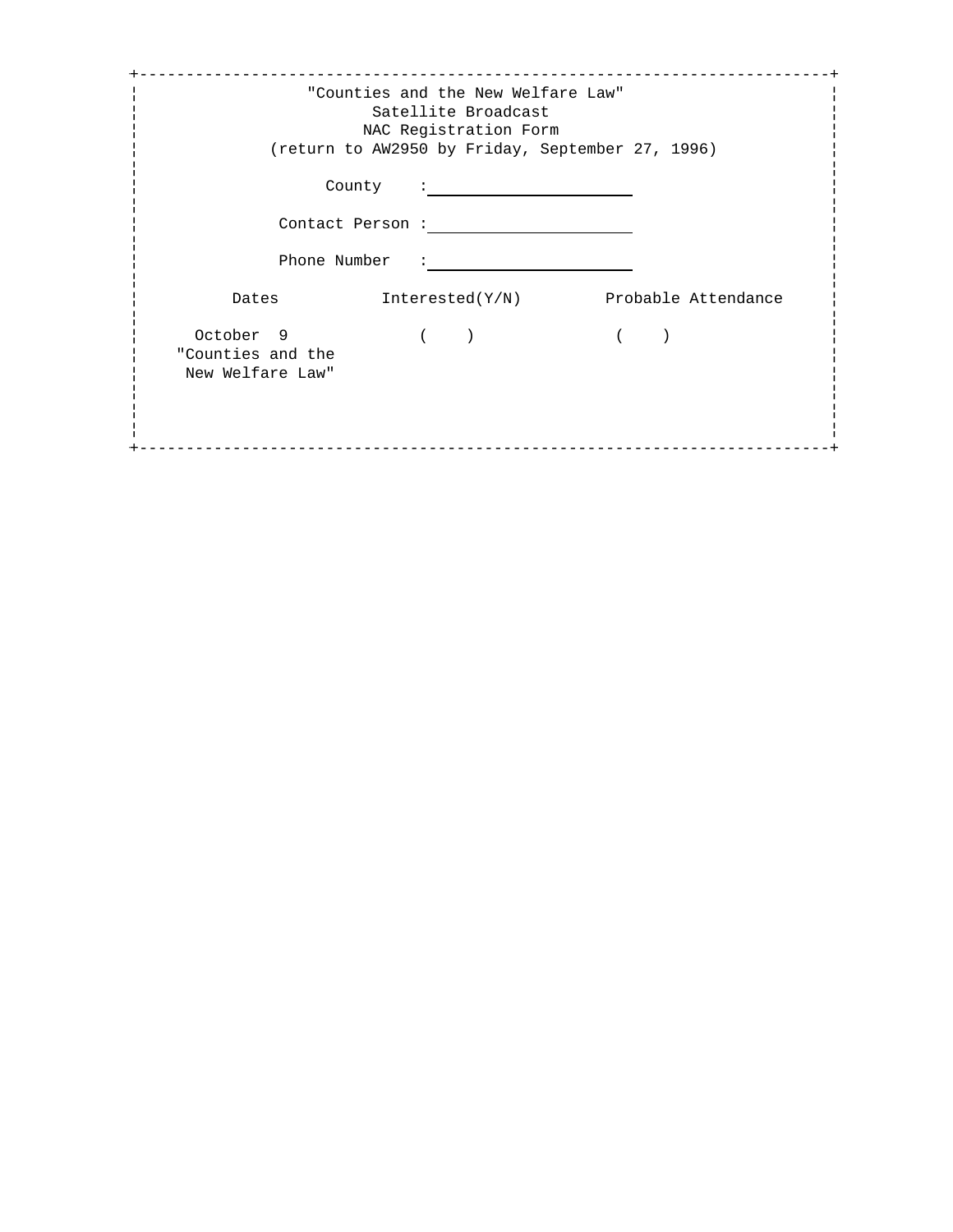## "Counties and the New Welfare Law"

### Satellite Broadcast

### NAC Registration Form

(return to AW2950 by Friday, September 27, 1996)

County : \_\_\_\_\_\_\_\_\_\_\_\_\_\_\_\_\_\_\_\_\_\_

Contact Person : \_\_\_\_\_\_\_\_\_\_\_\_\_\_\_\_\_\_\_\_\_\_

Phone Number : \_\_\_\_\_\_\_\_\_\_\_\_\_\_\_\_\_\_\_\_\_\_

| Dates | Interested(Y/N) | Probable Attendance |
| --- | --- | --- |
| October 9 "Counties and the New Welfare Law" | (    ) | (    ) |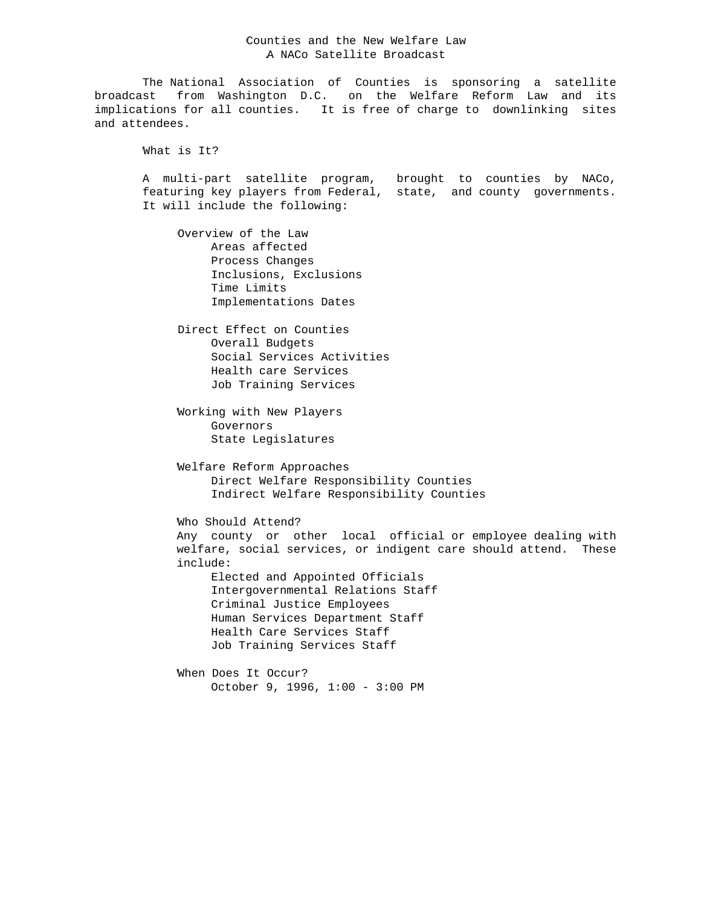# Counties and the New Welfare Law
## A NACo Satellite Broadcast

The National Association of Counties is sponsoring a satellite broadcast from Washington D.C. on the Welfare Reform Law and its implications for all counties. It is free of charge to downlinking sites and attendees.

### What is It?

A multi-part satellite program, brought to counties by NACo, featuring key players from Federal, state, and county governments. It will include the following:

- Overview of the Law
  - Areas affected
  - Process Changes
  - Inclusions, Exclusions
  - Time Limits
  - Implementations Dates

- Direct Effect on Counties
  - Overall Budgets
  - Social Services Activities
  - Health care Services
  - Job Training Services

- Working with New Players
  - Governors
  - State Legislatures

- Welfare Reform Approaches
  - Direct Welfare Responsibility Counties
  - Indirect Welfare Responsibility Counties

### Who Should Attend?

Any county or other local official or employee dealing with welfare, social services, or indigent care should attend. These include:

- Elected and Appointed Officials
- Intergovernmental Relations Staff
- Criminal Justice Employees
- Human Services Department Staff
- Health Care Services Staff
- Job Training Services Staff

### When Does It Occur?

October 9, 1996, 1:00 - 3:00 PM